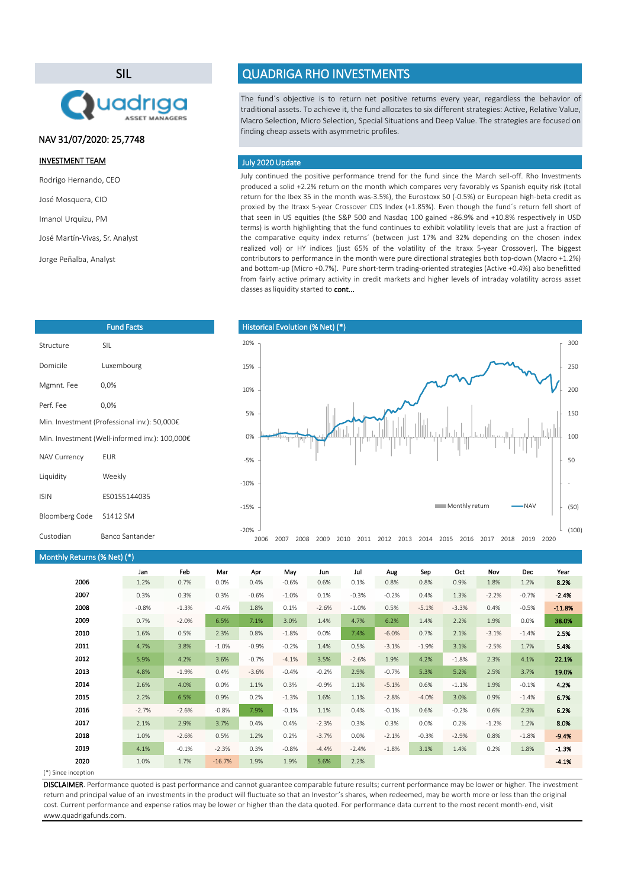## SIL

NAV 31/07/2020: 25,7748

**INVESTMENT TEAM**

Rodrigo Hernando, CEO

José Mosquera, CIO

Imanol Urquizu, PM

José Martín-Vivas, Sr. Analyst

Jorge Peñalba, Analyst

# QUADRIGA RHO INVESTMENTS

The fund´s objective is to return net positive returns every year, regardless the behavior of traditional assets. To achieve it, the fund allocates to six different strategies: Active, Relative Value, Macro Selection, Micro Selection, Special Situations and Deep Value. The strategies are focused on finding cheap assets with asymmetric profiles.

## July 2020 Update

July continued the positive performance trend for the fund since the March sell-off. Rho Investments produced a solid +2.2% return on the month which compares very favorably vs Spanish equity risk (total return for the Ibex 35 in the month was-3.5%), the Eurostoxx 50 (-0.5%) or European high-beta credit as proxied by the Itraxx 5-year Crossover CDS Index (+1.85%). Even though the fund´s return fell short of that seen in US equities (the S&P 500 and Nasdaq 100 gained +86.9% and +10.8% respectively in USD terms) is worth highlighting that the fund continues to exhibit volatility levels that are just a fraction of the comparative equity index returns´ (between just 17% and 32% depending on the chosen index realized vol) or HY indices (just 65% of the volatility of the Itraxx 5-year Crossover). The biggest contributors to performance in the month were pure directional strategies both top-down (Macro +1.2%) and bottom-up (Micro +0.7%). Pure short-term trading-oriented strategies (Active +0.4%) also benefitted from fairly active primary activity in credit markets and higher levels of intraday volatility across asset classes as liquidity started to cont...

## Fund Facts

| | |
|---|---|
| Structure | SIL |
| Domicile | Luxembourg |
| Mgmnt. Fee | 0,0% |
| Perf. Fee | 0,0% |
| Min. Investment (Professional inv.): 50,000€ | |
| Min. Investment (Well-informed inv.): 100,000€ | |
| NAV Currency | EUR |
| Liquidity | Weekly |
| ISIN | ES0155144035 |
| Bloomberg Code | S1412 SM |
| Custodian | Banco Santander |

## Historical Evolution (% Net) (*)

## Monthly Returns (% Net) (*)

| | Jan | Feb | Mar | Apr | May | Jun | Jul | Aug | Sep | Oct | Nov | Dec | Year |
|---|---|---|---|---|---|---|---|---|---|---|---|---|---|
| **2006** | 1.2% | 0.7% | 0.0% | 0.4% | -0.6% | 0.6% | 0.1% | 0.8% | 0.8% | 0.9% | 1.8% | 1.2% | **8.2%** |
| **2007** | 0.3% | 0.3% | 0.3% | -0.6% | -1.0% | 0.1% | -0.3% | -0.2% | 0.4% | 1.3% | -2.2% | -0.7% | **-2.4%** |
| **2008** | -0.8% | -1.3% | -0.4% | 1.8% | 0.1% | -2.6% | -1.0% | 0.5% | -5.1% | -3.3% | 0.4% | -0.5% | **-11.8%** |
| **2009** | 0.7% | -2.0% | 6.5% | 7.1% | 3.0% | 1.4% | 4.7% | 6.2% | 1.4% | 2.2% | 1.9% | 0.0% | **38.0%** |
| **2010** | 1.6% | 0.5% | 2.3% | 0.8% | -1.8% | 0.0% | 7.4% | -6.0% | 0.7% | 2.1% | -3.1% | -1.4% | **2.5%** |
| **2011** | 4.7% | 3.8% | -1.0% | -0.9% | -0.2% | 1.4% | 0.5% | -3.1% | -1.9% | 3.1% | -2.5% | 1.7% | **5.4%** |
| **2012** | 5.9% | 4.2% | 3.6% | -0.7% | -4.1% | 3.5% | -2.6% | 1.9% | 4.2% | -1.8% | 2.3% | 4.1% | **22.1%** |
| **2013** | 4.8% | -1.9% | 0.4% | -3.6% | -0.4% | -0.2% | 2.9% | -0.7% | 5.3% | 5.2% | 2.5% | 3.7% | **19.0%** |
| **2014** | 2.6% | 4.0% | 0.0% | 1.1% | 0.3% | -0.9% | 1.1% | -5.1% | 0.6% | -1.1% | 1.9% | -0.1% | **4.2%** |
| **2015** | 2.2% | 6.5% | 0.9% | 0.2% | -1.3% | 1.6% | 1.1% | -2.8% | -4.0% | 3.0% | 0.9% | -1.4% | **6.7%** |
| **2016** | -2.7% | -2.6% | -0.8% | 7.9% | -0.1% | 1.1% | 0.4% | -0.1% | 0.6% | -0.2% | 0.6% | 2.3% | **6.2%** |
| **2017** | 2.1% | 2.9% | 3.7% | 0.4% | 0.4% | -2.3% | 0.3% | 0.3% | 0.0% | 0.2% | -1.2% | 1.2% | **8.0%** |
| **2018** | 1.0% | -2.6% | 0.5% | 1.2% | 0.2% | -3.7% | 0.0% | -2.1% | -0.3% | -2.9% | 0.8% | -1.8% | **-9.4%** |
| **2019** | 4.1% | -0.1% | -2.3% | 0.3% | -0.8% | -4.4% | -2.4% | -1.8% | 3.1% | 1.4% | 0.2% | 1.8% | **-1.3%** |
| **2020** | 1.0% | 1.7% | -16.7% | 1.9% | 1.9% | 5.6% | 2.2% | | | | | | **-4.1%** |

(*) Since inception

**DISCLAIMER**. Performance quoted is past performance and cannot guarantee comparable future results; current performance may be lower or higher. The investment return and principal value of an investments in the product will fluctuate so that an Investor's shares, when redeemed, may be worth more or less than the original cost. Current performance and expense ratios may be lower or higher than the data quoted. For performance data current to the most recent month-end, visit www.quadrigafunds.com.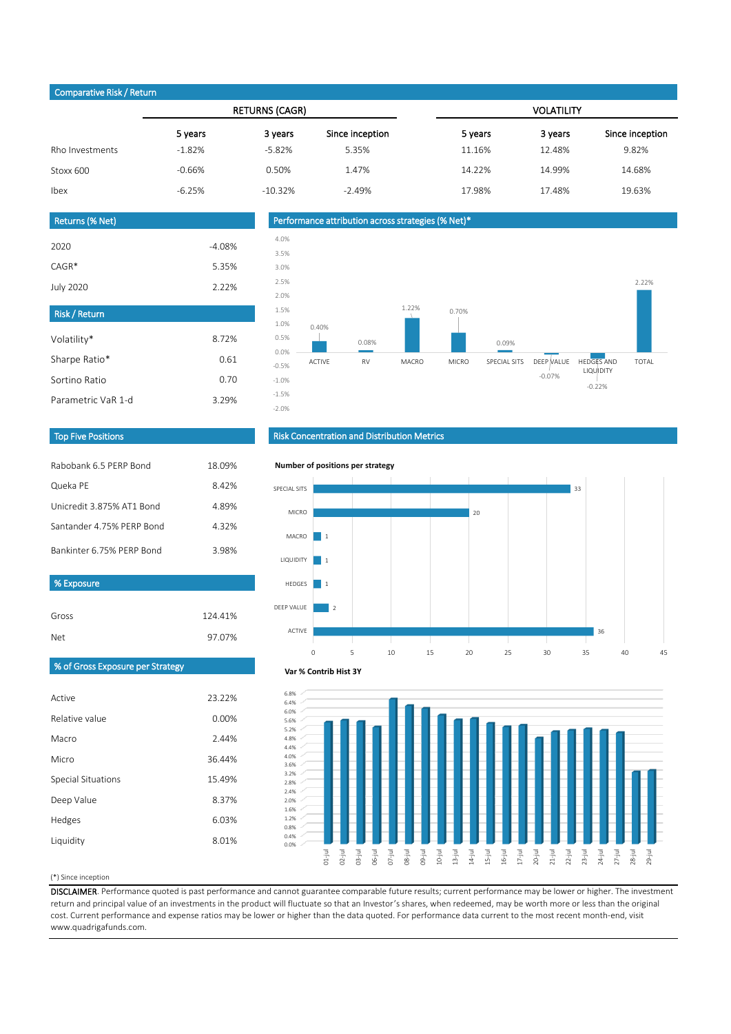## Comparative Risk / Return

| | RETURNS (CAGR) | | | VOLATILITY | | |
|---|---|---|---|---|---|---|
| | 5 years | 3 years | Since inception | 5 years | 3 years | Since inception |
| Rho Investments | -1.82% | -5.82% | 5.35% | 11.16% | 12.48% | 9.82% |
| Stoxx 600 | -0.66% | 0.50% | 1.47% | 14.22% | 14.99% | 14.68% |
| Ibex | -6.25% | -10.32% | -2.49% | 17.98% | 17.48% | 19.63% |

## Returns (% Net)

| | |
|---|---|
| 2020 | -4.08% |
| CAGR* | 5.35% |
| July 2020 | 2.22% |

## Performance attribution across strategies (% Net)*

| ACTIVE | RV | MACRO | MICRO | SPECIAL SITS | DEEP VALUE | HEDGES AND LIQUIDITY | TOTAL |
|---|---|---|---|---|---|---|---|
| 0.40% | 0.08% | 1.22% | 0.70% | 0.09% | -0.07% | -0.22% | 2.22% |

## Risk / Return

| | |
|---|---|
| Volatility* | 8.72% |
| Sharpe Ratio* | 0.61 |
| Sortino Ratio | 0.70 |
| Parametric VaR 1-d | 3.29% |

## Top Five Positions

| | |
|---|---|
| Rabobank 6.5 PERP Bond | 18.09% |
| Queka PE | 8.42% |
| Unicredit 3.875% AT1 Bond | 4.89% |
| Santander 4.75% PERP Bond | 4.32% |
| Bankinter 6.75% PERP Bond | 3.98% |

## Risk Concentration and Distribution Metrics

**Number of positions per strategy**

| Strategy | Positions |
|---|---|
| SPECIAL SITS | 33 |
| MICRO | 20 |
| MACRO | 1 |
| LIQUIDITY | 1 |
| HEDGES | 1 |
| DEEP VALUE | 2 |
| ACTIVE | 36 |

## % Exposure

| | |
|---|---|
| Gross | 124.41% |
| Net | 97.07% |

## % of Gross Exposure per Strategy

| | |
|---|---|
| Active | 23.22% |
| Relative value | 0.00% |
| Macro | 2.44% |
| Micro | 36.44% |
| Special Situations | 15.49% |
| Deep Value | 8.37% |
| Hedges | 6.03% |
| Liquidity | 8.01% |

**Var % Contrib Hist 3Y**

(Chart of daily values from 01-jul to 29-jul, ranging approximately between 3.2% and 6.6%.)

(*) Since inception

DISCLAIMER. Performance quoted is past performance and cannot guarantee comparable future results; current performance may be lower or higher. The investment return and principal value of an investments in the product will fluctuate so that an Investor's shares, when redeemed, may be worth more or less than the original cost. Current performance and expense ratios may be lower or higher than the data quoted. For performance data current to the most recent month-end, visit www.quadrigafunds.com.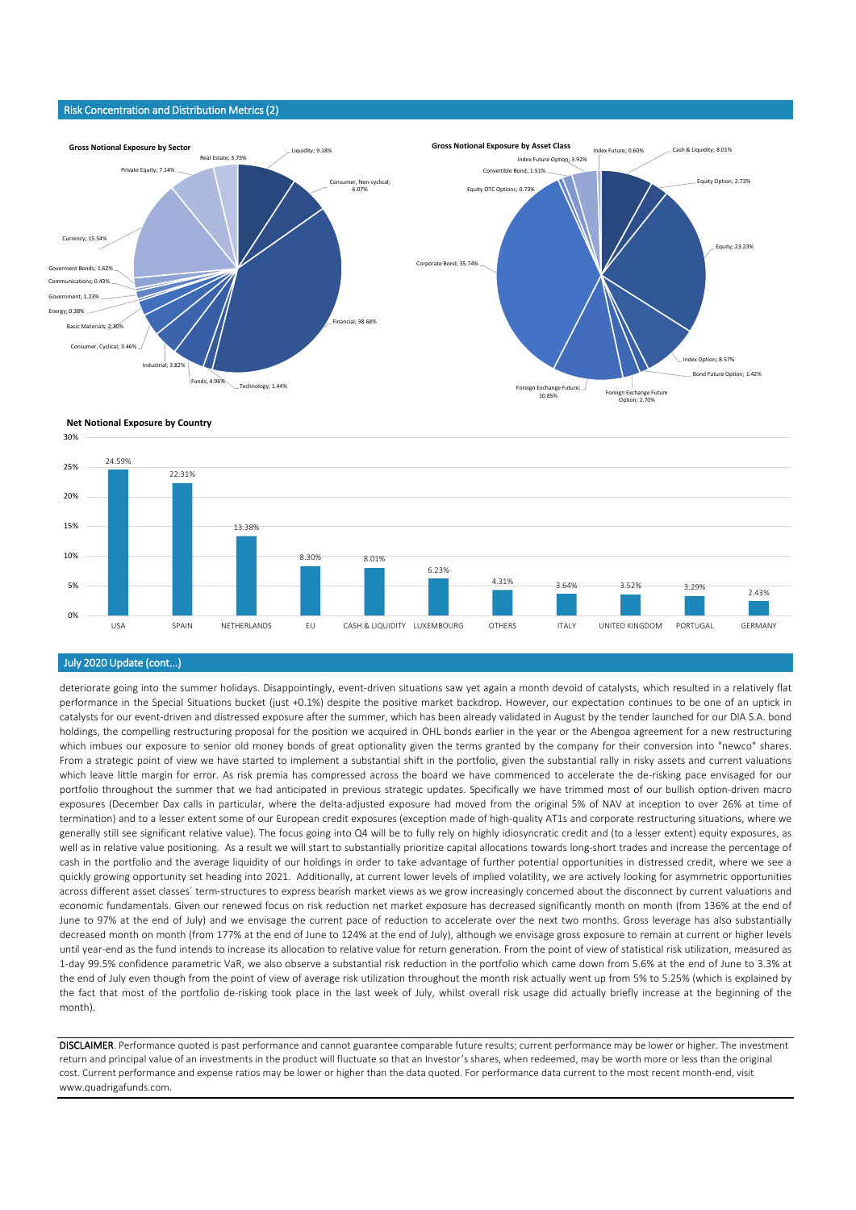## Risk Concentration and Distribution Metrics (2)

**Gross Notional Exposure by Sector**

| Sector | Exposure |
|---|---|
| Liquidity | 9.18% |
| Consumer, Non-cyclical | 6.07% |
| Financial | 38.68% |
| Technology | 1.44% |
| Funds | 4.96% |
| Industrial | 3.82% |
| Consumer, Cyclical | 3.46% |
| Basic Materials | 2.30% |
| Energy | 0.38% |
| Government | 1.23% |
| Communications | 0.43% |
| Goverment Bonds | 1.62% |
| Currency | 15.54% |
| Private Equity | 7.14% |
| Real Estate | 3.75% |

**Gross Notional Exposure by Asset Class**

| Asset Class | Exposure |
|---|---|
| Cash & Liquidity | 8.01% |
| Equity Option | 2.73% |
| Equity | 23.23% |
| Index Option | 8.57% |
| Bond Future Option | 1.42% |
| Foreign Exchange Future Option | 2.70% |
| Foreign Exchange Future | 10.85% |
| Corporate Bond | 35.74% |
| Equity OTC Options | 0.73% |
| Convertible Bond | 1.51% |
| Index Future Option | 3.92% |
| Index Future | 0.60% |

**Net Notional Exposure by Country**

| Country | Exposure |
|---|---|
| USA | 24.59% |
| SPAIN | 22.31% |
| NETHERLANDS | 13.38% |
| EU | 8.30% |
| CASH & LIQUIDITY | 8.01% |
| LUXEMBOURG | 6.23% |
| OTHERS | 4.31% |
| ITALY | 3.64% |
| UNITED KINGDOM | 3.52% |
| PORTUGAL | 3.29% |
| GERMANY | 2.43% |

## July 2020 Update (cont...)

deteriorate going into the summer holidays. Disappointingly, event-driven situations saw yet again a month devoid of catalysts, which resulted in a relatively flat performance in the Special Situations bucket (just +0.1%) despite the positive market backdrop. However, our expectation continues to be one of an uptick in catalysts for our event-driven and distressed exposure after the summer, which has been already validated in August by the tender launched for our DIA S.A. bond holdings, the compelling restructuring proposal for the position we acquired in OHL bonds earlier in the year or the Abengoa agreement for a new restructuring which imbues our exposure to senior old money bonds of great optionality given the terms granted by the company for their conversion into "newco" shares. From a strategic point of view we have started to implement a substantial shift in the portfolio, given the substantial rally in risky assets and current valuations which leave little margin for error. As risk premia has compressed across the board we have commenced to accelerate the de-risking pace envisaged for our portfolio throughout the summer that we had anticipated in previous strategic updates. Specifically we have trimmed most of our bullish option-driven macro exposures (December Dax calls in particular, where the delta-adjusted exposure had moved from the original 5% of NAV at inception to over 26% at time of termination) and to a lesser extent some of our European credit exposures (exception made of high-quality AT1s and corporate restructuring situations, where we generally still see significant relative value). The focus going into Q4 will be to fully rely on highly idiosyncratic credit and (to a lesser extent) equity exposures, as well as in relative value positioning. As a result we will start to substantially prioritize capital allocations towards long-short trades and increase the percentage of cash in the portfolio and the average liquidity of our holdings in order to take advantage of further potential opportunities in distressed credit, where we see a quickly growing opportunity set heading into 2021. Additionally, at current lower levels of implied volatility, we are actively looking for asymmetric opportunities across different asset classes´ term-structures to express bearish market views as we grow increasingly concerned about the disconnect by current valuations and economic fundamentals. Given our renewed focus on risk reduction net market exposure has decreased significantly month on month (from 136% at the end of June to 97% at the end of July) and we envisage the current pace of reduction to accelerate over the next two months. Gross leverage has also substantially decreased month on month (from 177% at the end of June to 124% at the end of July), although we envisage gross exposure to remain at current or higher levels until year-end as the fund intends to increase its allocation to relative value for return generation. From the point of view of statistical risk utilization, measured as 1-day 99.5% confidence parametric VaR, we also observe a substantial risk reduction in the portfolio which came down from 5.6% at the end of June to 3.3% at the end of July even though from the point of view of average risk utilization throughout the month risk actually went up from 5% to 5.25% (which is explained by the fact that most of the portfolio de-risking took place in the last week of July, whilst overall risk usage did actually briefly increase at the beginning of the month).

**DISCLAIMER**. Performance quoted is past performance and cannot guarantee comparable future results; current performance may be lower or higher. The investment return and principal value of an investments in the product will fluctuate so that an Investor's shares, when redeemed, may be worth more or less than the original cost. Current performance and expense ratios may be lower or higher than the data quoted. For performance data current to the most recent month-end, visit www.quadrigafunds.com.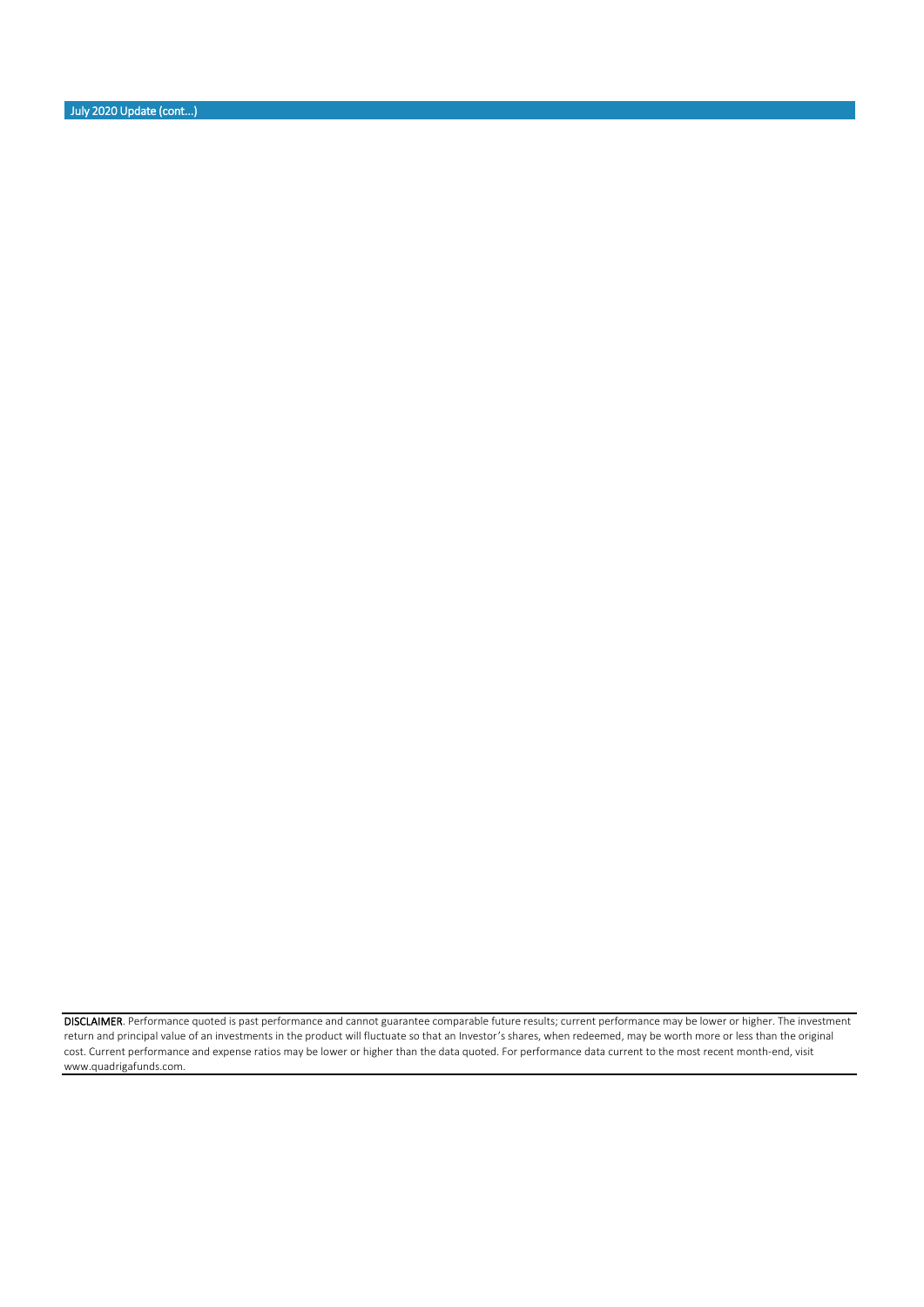July 2020 Update (cont...)

**DISCLAIMER**. Performance quoted is past performance and cannot guarantee comparable future results; current performance may be lower or higher. The investment return and principal value of an investments in the product will fluctuate so that an Investor's shares, when redeemed, may be worth more or less than the original cost. Current performance and expense ratios may be lower or higher than the data quoted. For performance data current to the most recent month-end, visit www.quadrigafunds.com.